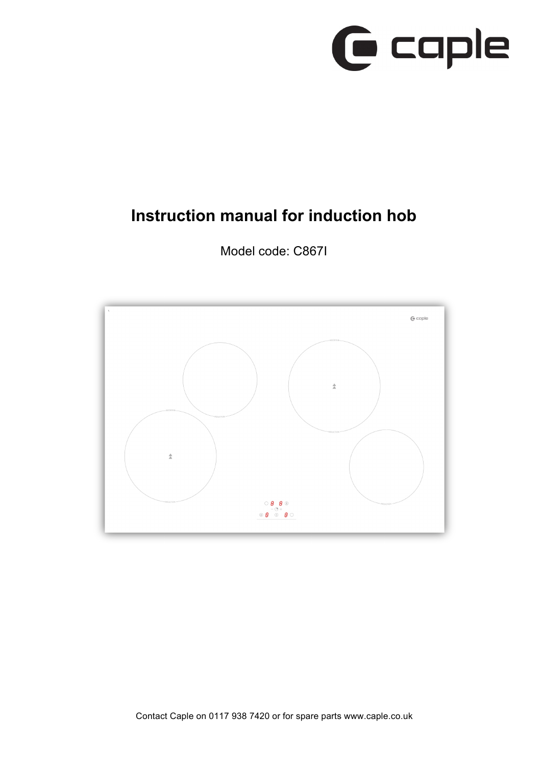caple

# Instruction manual for induction hob

Model code: C867I

Contact Caple on 0117 938 7420 or for spare parts www.caple.co.uk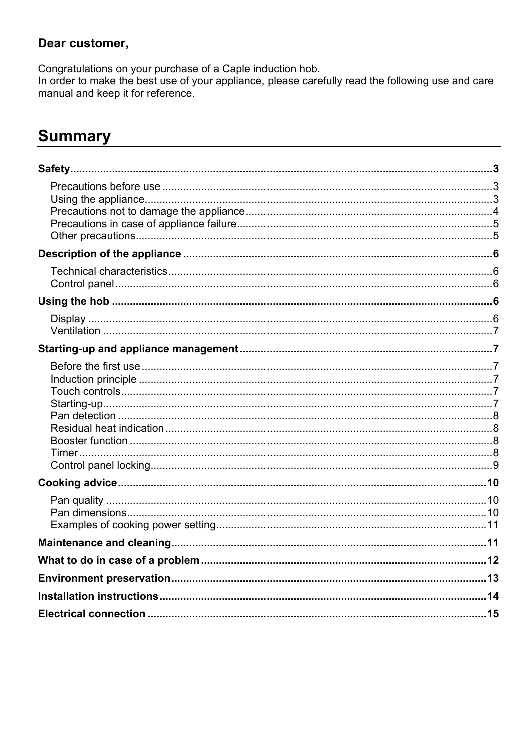**Dear customer,**

Congratulations on your purchase of a Caple induction hob.
In order to make the best use of your appliance, please carefully read the following use and care manual and keep it for reference.

# Summary

**Safety** ..... 3

- Precautions before use ..... 3
- Using the appliance ..... 3
- Precautions not to damage the appliance ..... 4
- Precautions in case of appliance failure ..... 5
- Other precautions ..... 5

**Description of the appliance** ..... 6

- Technical characteristics ..... 6
- Control panel ..... 6

**Using the hob** ..... 6

- Display ..... 6
- Ventilation ..... 7

**Starting-up and appliance management** ..... 7

- Before the first use ..... 7
- Induction principle ..... 7
- Touch controls ..... 7
- Starting-up ..... 7
- Pan detection ..... 8
- Residual heat indication ..... 8
- Booster function ..... 8
- Timer ..... 8
- Control panel locking ..... 9

**Cooking advice** ..... 10

- Pan quality ..... 10
- Pan dimensions ..... 10
- Examples of cooking power setting ..... 11

**Maintenance and cleaning** ..... 11

**What to do in case of a problem** ..... 12

**Environment preservation** ..... 13

**Installation instructions** ..... 14

**Electrical connection** ..... 15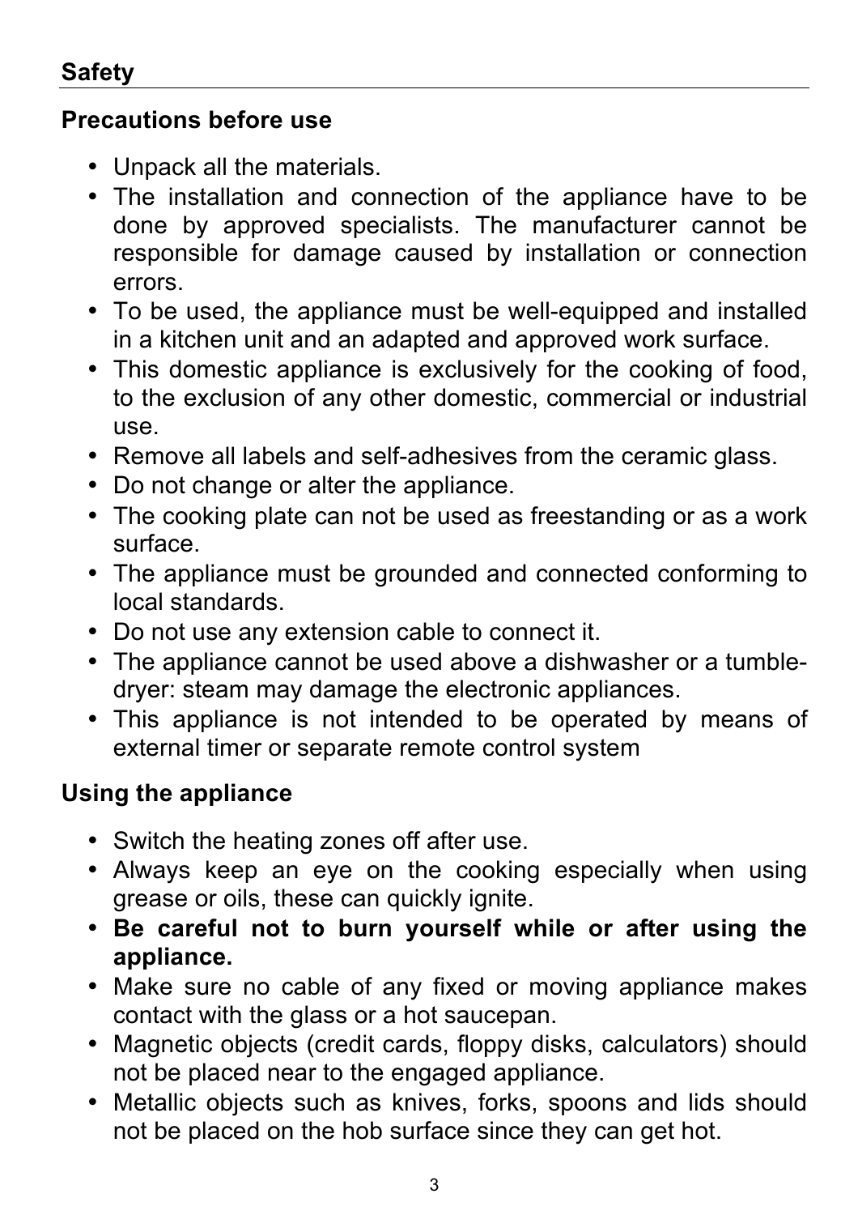## Safety

### Precautions before use

- Unpack all the materials.
- The installation and connection of the appliance have to be done by approved specialists. The manufacturer cannot be responsible for damage caused by installation or connection errors.
- To be used, the appliance must be well-equipped and installed in a kitchen unit and an adapted and approved work surface.
- This domestic appliance is exclusively for the cooking of food, to the exclusion of any other domestic, commercial or industrial use.
- Remove all labels and self-adhesives from the ceramic glass.
- Do not change or alter the appliance.
- The cooking plate can not be used as freestanding or as a work surface.
- The appliance must be grounded and connected conforming to local standards.
- Do not use any extension cable to connect it.
- The appliance cannot be used above a dishwasher or a tumble-dryer: steam may damage the electronic appliances.
- This appliance is not intended to be operated by means of external timer or separate remote control system

### Using the appliance

- Switch the heating zones off after use.
- Always keep an eye on the cooking especially when using grease or oils, these can quickly ignite.
- **Be careful not to burn yourself while or after using the appliance.**
- Make sure no cable of any fixed or moving appliance makes contact with the glass or a hot saucepan.
- Magnetic objects (credit cards, floppy disks, calculators) should not be placed near to the engaged appliance.
- Metallic objects such as knives, forks, spoons and lids should not be placed on the hob surface since they can get hot.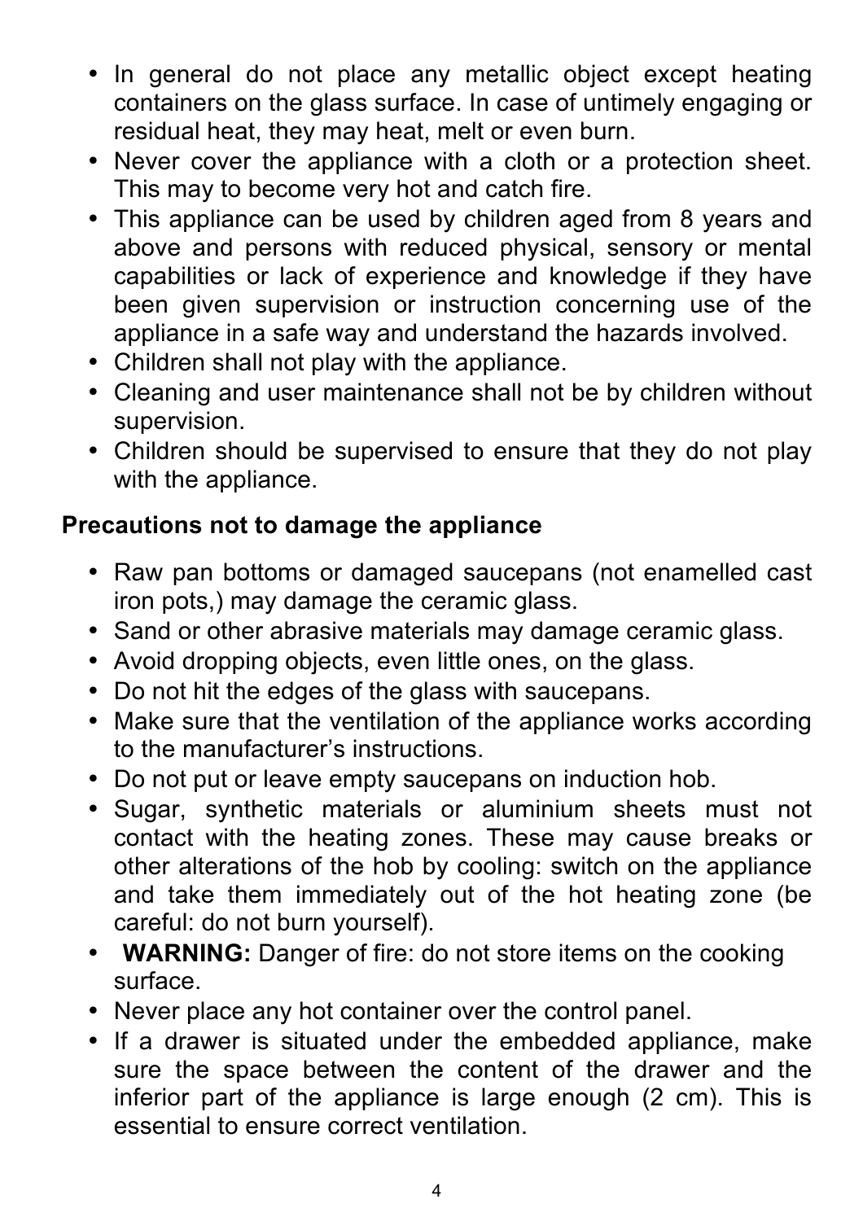- In general do not place any metallic object except heating containers on the glass surface. In case of untimely engaging or residual heat, they may heat, melt or even burn.
- Never cover the appliance with a cloth or a protection sheet. This may to become very hot and catch fire.
- This appliance can be used by children aged from 8 years and above and persons with reduced physical, sensory or mental capabilities or lack of experience and knowledge if they have been given supervision or instruction concerning use of the appliance in a safe way and understand the hazards involved.
- Children shall not play with the appliance.
- Cleaning and user maintenance shall not be by children without supervision.
- Children should be supervised to ensure that they do not play with the appliance.

**Precautions not to damage the appliance**

- Raw pan bottoms or damaged saucepans (not enamelled cast iron pots,) may damage the ceramic glass.
- Sand or other abrasive materials may damage ceramic glass.
- Avoid dropping objects, even little ones, on the glass.
- Do not hit the edges of the glass with saucepans.
- Make sure that the ventilation of the appliance works according to the manufacturer's instructions.
- Do not put or leave empty saucepans on induction hob.
- Sugar, synthetic materials or aluminium sheets must not contact with the heating zones. These may cause breaks or other alterations of the hob by cooling: switch on the appliance and take them immediately out of the hot heating zone (be careful: do not burn yourself).
- **WARNING:** Danger of fire: do not store items on the cooking surface.
- Never place any hot container over the control panel.
- If a drawer is situated under the embedded appliance, make sure the space between the content of the drawer and the inferior part of the appliance is large enough (2 cm). This is essential to ensure correct ventilation.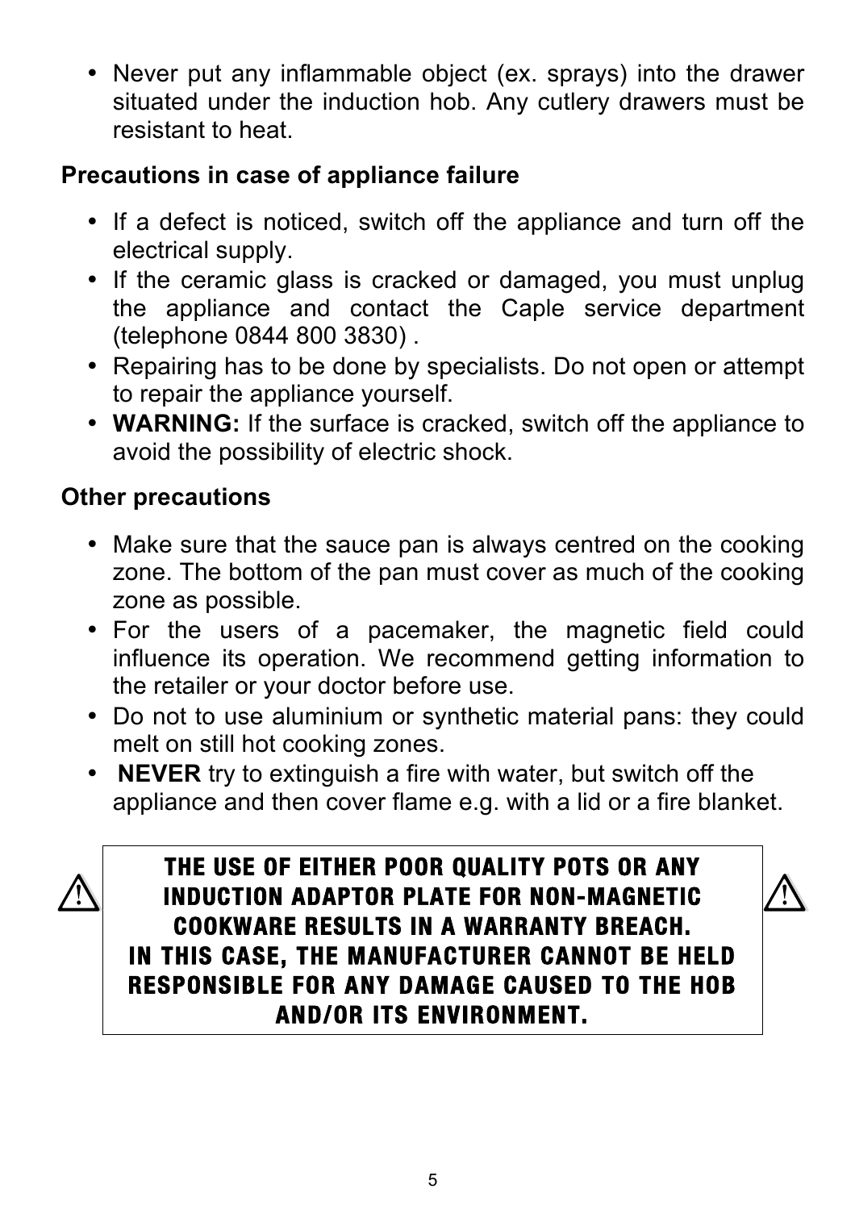- Never put any inflammable object (ex. sprays) into the drawer situated under the induction hob. Any cutlery drawers must be resistant to heat.

## Precautions in case of appliance failure

- If a defect is noticed, switch off the appliance and turn off the electrical supply.
- If the ceramic glass is cracked or damaged, you must unplug the appliance and contact the Caple service department (telephone 0844 800 3830) .
- Repairing has to be done by specialists. Do not open or attempt to repair the appliance yourself.
- **WARNING:** If the surface is cracked, switch off the appliance to avoid the possibility of electric shock.

## Other precautions

- Make sure that the sauce pan is always centred on the cooking zone. The bottom of the pan must cover as much of the cooking zone as possible.
- For the users of a pacemaker, the magnetic field could influence its operation. We recommend getting information to the retailer or your doctor before use.
- Do not to use aluminium or synthetic material pans: they could melt on still hot cooking zones.
- **NEVER** try to extinguish a fire with water, but switch off the appliance and then cover flame e.g. with a lid or a fire blanket.

⚠ **THE USE OF EITHER POOR QUALITY POTS OR ANY INDUCTION ADAPTOR PLATE FOR NON-MAGNETIC COOKWARE RESULTS IN A WARRANTY BREACH.**
**IN THIS CASE, THE MANUFACTURER CANNOT BE HELD RESPONSIBLE FOR ANY DAMAGE CAUSED TO THE HOB AND/OR ITS ENVIRONMENT.** ⚠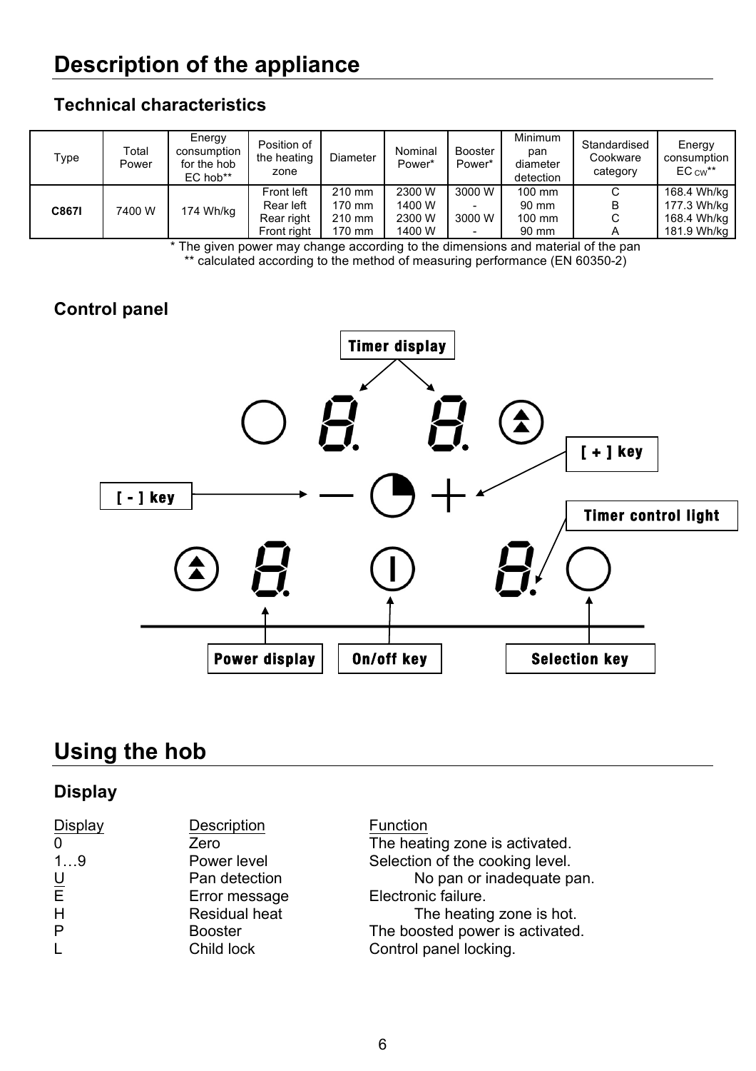# Description of the appliance

## Technical characteristics

| Type | Total Power | Energy consumption for the hob EC hob** | Position of the heating zone | Diameter | Nominal Power* | Booster Power* | Minimum pan diameter detection | Standardised Cookware category | Energy consumption EC $_{CW}$** |
|---|---|---|---|---|---|---|---|---|---|
| **C867I** | 7400 W | 174 Wh/kg | Front left | 210 mm | 2300 W | 3000 W | 100 mm | C | 168.4 Wh/kg |
| | | | Rear left | 170 mm | 1400 W | - | 90 mm | B | 177.3 Wh/kg |
| | | | Rear right | 210 mm | 2300 W | 3000 W | 100 mm | C | 168.4 Wh/kg |
| | | | Front right | 170 mm | 1400 W | - | 90 mm | A | 181.9 Wh/kg |

\* The given power may change according to the dimensions and material of the pan
** calculated according to the method of measuring performance (EN 60350-2)

## Control panel

Timer display

[ + ] key

[ - ] key

Timer control light

Power display

On/off key

Selection key

# Using the hob

## Display

| Display | Description | Function |
|---|---|---|
| 0 | Zero | The heating zone is activated. |
| 1…9 | Power level | Selection of the cooking level. |
| U | Pan detection | No pan or inadequate pan. |
| E | Error message | Electronic failure. |
| H | Residual heat | The heating zone is hot. |
| P | Booster | The boosted power is activated. |
| L | Child lock | Control panel locking. |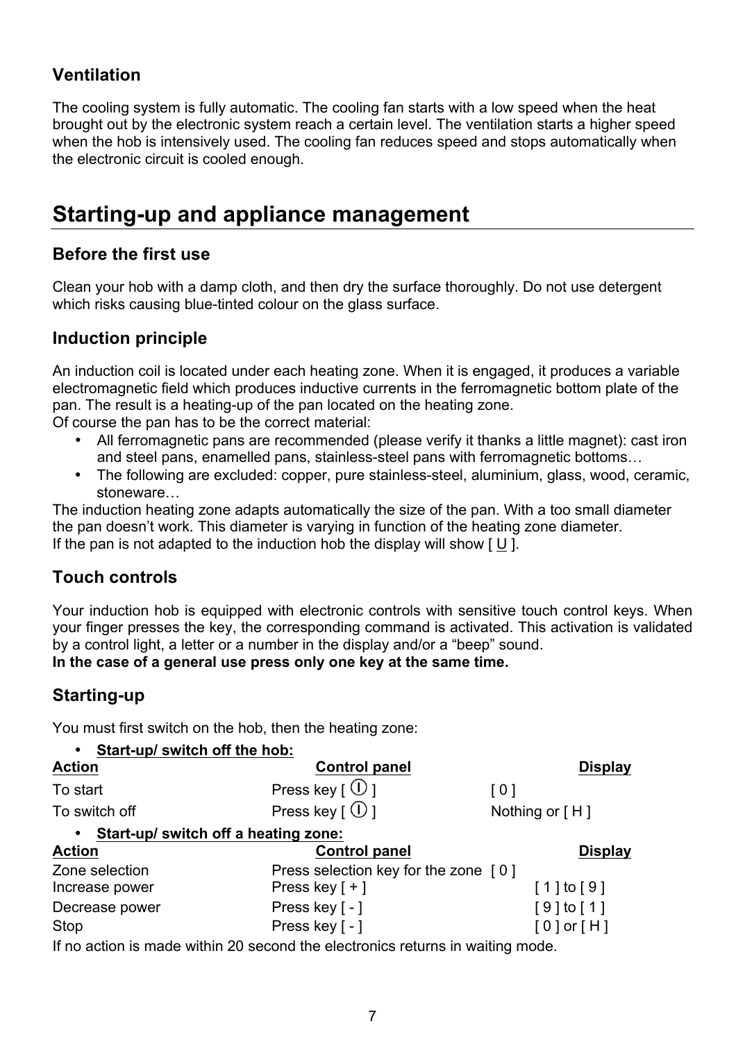### Ventilation

The cooling system is fully automatic. The cooling fan starts with a low speed when the heat brought out by the electronic system reach a certain level. The ventilation starts a higher speed when the hob is intensively used. The cooling fan reduces speed and stops automatically when the electronic circuit is cooled enough.

## Starting-up and appliance management

### Before the first use

Clean your hob with a damp cloth, and then dry the surface thoroughly. Do not use detergent which risks causing blue-tinted colour on the glass surface.

### Induction principle

An induction coil is located under each heating zone. When it is engaged, it produces a variable electromagnetic field which produces inductive currents in the ferromagnetic bottom plate of the pan. The result is a heating-up of the pan located on the heating zone.
Of course the pan has to be the correct material:

- All ferromagnetic pans are recommended (please verify it thanks a little magnet): cast iron and steel pans, enamelled pans, stainless-steel pans with ferromagnetic bottoms…
- The following are excluded: copper, pure stainless-steel, aluminium, glass, wood, ceramic, stoneware…

The induction heating zone adapts automatically the size of the pan. With a too small diameter the pan doesn't work. This diameter is varying in function of the heating zone diameter.
If the pan is not adapted to the induction hob the display will show [ U ].

### Touch controls

Your induction hob is equipped with electronic controls with sensitive touch control keys. When your finger presses the key, the corresponding command is activated. This activation is validated by a control light, a letter or a number in the display and/or a "beep" sound.
**In the case of a general use press only one key at the same time.**

### Starting-up

You must first switch on the hob, then the heating zone:

- **Start-up/ switch off the hob:**

| Action | Control panel | Display |
|---|---|---|
| To start | Press key [ ⏻ ] | [ 0 ] |
| To switch off | Press key [ ⏻ ] | Nothing or [ H ] |

- **Start-up/ switch off a heating zone:**

| Action | Control panel | Display |
|---|---|---|
| Zone selection | Press selection key for the zone | [ 0 ] |
| Increase power | Press key [ + ] | [ 1 ] to [ 9 ] |
| Decrease power | Press key [ - ] | [ 9 ] to [ 1 ] |
| Stop | Press key [ - ] | [ 0 ] or [ H ] |

If no action is made within 20 second the electronics returns in waiting mode.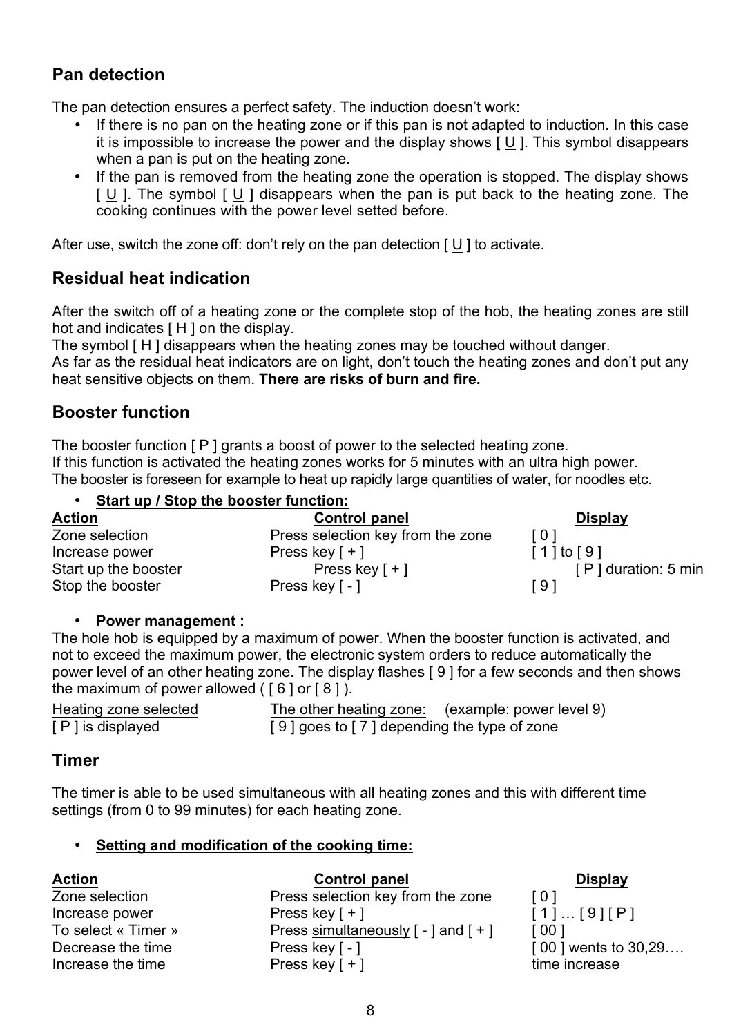## Pan detection

The pan detection ensures a perfect safety. The induction doesn't work:

- If there is no pan on the heating zone or if this pan is not adapted to induction. In this case it is impossible to increase the power and the display shows [ U ]. This symbol disappears when a pan is put on the heating zone.
- If the pan is removed from the heating zone the operation is stopped. The display shows [ U ]. The symbol [ U ] disappears when the pan is put back to the heating zone. The cooking continues with the power level setted before.

After use, switch the zone off: don't rely on the pan detection [ U ] to activate.

## Residual heat indication

After the switch off of a heating zone or the complete stop of the hob, the heating zones are still hot and indicates [ H ] on the display.
The symbol [ H ] disappears when the heating zones may be touched without danger.
As far as the residual heat indicators are on light, don't touch the heating zones and don't put any heat sensitive objects on them. **There are risks of burn and fire.**

## Booster function

The booster function [ P ] grants a boost of power to the selected heating zone.
If this function is activated the heating zones works for 5 minutes with an ultra high power.
The booster is foreseen for example to heat up rapidly large quantities of water, for noodles etc.

- **Start up / Stop the booster function:**

| Action | Control panel | Display |
|---|---|---|
| Zone selection | Press selection key from the zone | [ 0 ] |
| Increase power | Press key [ + ] | [ 1 ] to [ 9 ] |
| Start up the booster | Press key [ + ] | [ P ] duration: 5 min |
| Stop the booster | Press key [ - ] | [ 9 ] |

- **Power management :**

The hole hob is equipped by a maximum of power. When the booster function is activated, and not to exceed the maximum power, the electronic system orders to reduce automatically the power level of an other heating zone. The display flashes [ 9 ] for a few seconds and then shows the maximum of power allowed ( [ 6 ] or [ 8 ] ).

| Heating zone selected | The other heating zone: (example: power level 9) |
|---|---|
| [ P ] is displayed | [ 9 ] goes to [ 7 ] depending the type of zone |

## Timer

The timer is able to be used simultaneous with all heating zones and this with different time settings (from 0 to 99 minutes) for each heating zone.

- **Setting and modification of the cooking time:**

| Action | Control panel | Display |
|---|---|---|
| Zone selection | Press selection key from the zone | [ 0 ] |
| Increase power | Press key [ + ] | [ 1 ] … [ 9 ] [ P ] |
| To select « Timer » | Press simultaneously [ - ] and [ + ] | [ 00 ] |
| Decrease the time | Press key [ - ] | [ 00 ] wents to 30,29…. |
| Increase the time | Press key [ + ] | time increase |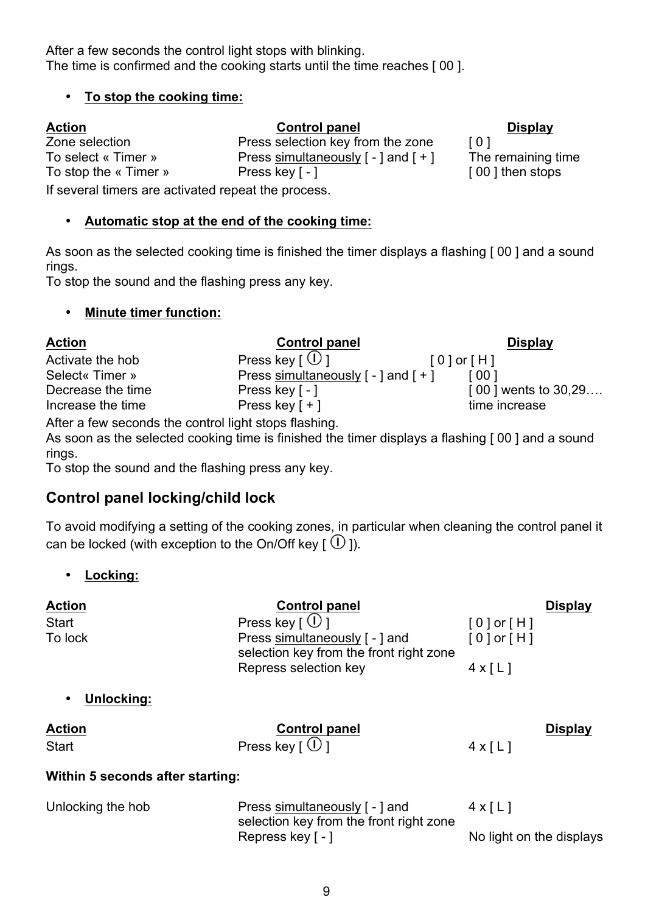After a few seconds the control light stops with blinking.
The time is confirmed and the cooking starts until the time reaches [ 00 ].

- **To stop the cooking time:**

| Action | Control panel | Display |
|---|---|---|
| Zone selection | Press selection key from the zone | [ 0 ] |
| To select « Timer » | Press simultaneously [ - ] and [ + ] | The remaining time |
| To stop the « Timer » | Press key [ - ] | [ 00 ] then stops |

If several timers are activated repeat the process.

- **Automatic stop at the end of the cooking time:**

As soon as the selected cooking time is finished the timer displays a flashing [ 00 ] and a sound rings.
To stop the sound and the flashing press any key.

- **Minute timer function:**

| Action | Control panel | Display |
|---|---|---|
| Activate the hob | Press key [ ⏀ ] | [ 0 ] or [ H ] |
| Select« Timer » | Press simultaneously [ - ] and [ + ] | [ 00 ] |
| Decrease the time | Press key [ - ] | [ 00 ] wents to 30,29…. |
| Increase the time | Press key [ + ] | time increase |

After a few seconds the control light stops flashing.
As soon as the selected cooking time is finished the timer displays a flashing [ 00 ] and a sound rings.
To stop the sound and the flashing press any key.

## Control panel locking/child lock

To avoid modifying a setting of the cooking zones, in particular when cleaning the control panel it can be locked (with exception to the On/Off key [ ⏀ ]).

- **Locking:**

| Action | Control panel | Display |
|---|---|---|
| Start | Press key [ ⏀ ] | [ 0 ] or [ H ] |
| To lock | Press simultaneously [ - ] and selection key from the front right zone | [ 0 ] or [ H ] |
| | Repress selection key | 4 x [ L ] |

- **Unlocking:**

| Action | Control panel | Display |
|---|---|---|
| Start | Press key [ ⏀ ] | 4 x [ L ] |

**Within 5 seconds after starting:**

| | | |
|---|---|---|
| Unlocking the hob | Press simultaneously [ - ] and selection key from the front right zone | 4 x [ L ] |
| | Repress key [ - ] | No light on the displays |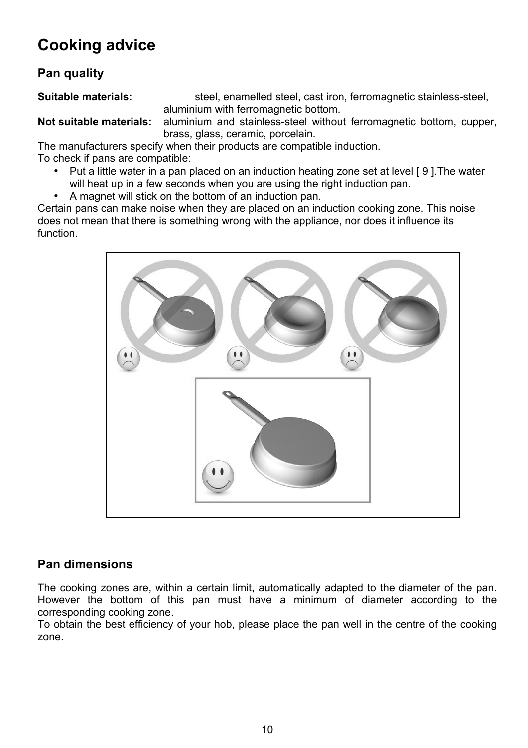# Cooking advice

## Pan quality

**Suitable materials:** steel, enamelled steel, cast iron, ferromagnetic stainless-steel, aluminium with ferromagnetic bottom.

**Not suitable materials:** aluminium and stainless-steel without ferromagnetic bottom, cupper, brass, glass, ceramic, porcelain.

The manufacturers specify when their products are compatible induction.
To check if pans are compatible:

- Put a little water in a pan placed on an induction heating zone set at level [ 9 ].The water will heat up in a few seconds when you are using the right induction pan.
- A magnet will stick on the bottom of an induction pan.

Certain pans can make noise when they are placed on an induction cooking zone. This noise does not mean that there is something wrong with the appliance, nor does it influence its function.

## Pan dimensions

The cooking zones are, within a certain limit, automatically adapted to the diameter of the pan. However the bottom of this pan must have a minimum of diameter according to the corresponding cooking zone.
To obtain the best efficiency of your hob, please place the pan well in the centre of the cooking zone.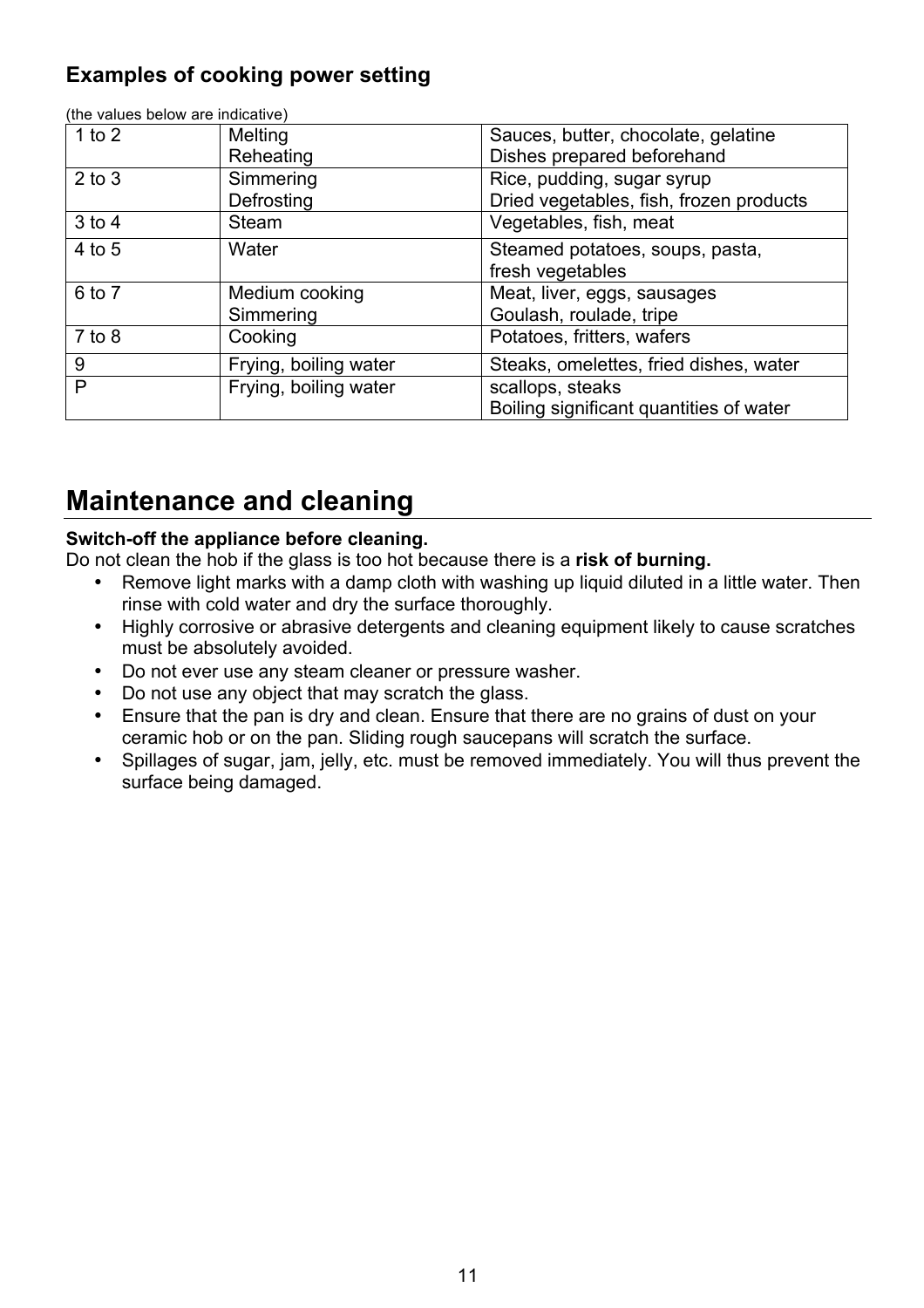### Examples of cooking power setting

(the values below are indicative)

| | | |
|---|---|---|
| 1 to 2 | Melting<br>Reheating | Sauces, butter, chocolate, gelatine<br>Dishes prepared beforehand |
| 2 to 3 | Simmering<br>Defrosting | Rice, pudding, sugar syrup<br>Dried vegetables, fish, frozen products |
| 3 to 4 | Steam | Vegetables, fish, meat |
| 4 to 5 | Water | Steamed potatoes, soups, pasta,<br>fresh vegetables |
| 6 to 7 | Medium cooking<br>Simmering | Meat, liver, eggs, sausages<br>Goulash, roulade, tripe |
| 7 to 8 | Cooking | Potatoes, fritters, wafers |
| 9 | Frying, boiling water | Steaks, omelettes, fried dishes, water |
| P | Frying, boiling water | scallops, steaks<br>Boiling significant quantities of water |

# Maintenance and cleaning

**Switch-off the appliance before cleaning.**
Do not clean the hob if the glass is too hot because there is a **risk of burning.**

- Remove light marks with a damp cloth with washing up liquid diluted in a little water. Then rinse with cold water and dry the surface thoroughly.
- Highly corrosive or abrasive detergents and cleaning equipment likely to cause scratches must be absolutely avoided.
- Do not ever use any steam cleaner or pressure washer.
- Do not use any object that may scratch the glass.
- Ensure that the pan is dry and clean. Ensure that there are no grains of dust on your ceramic hob or on the pan. Sliding rough saucepans will scratch the surface.
- Spillages of sugar, jam, jelly, etc. must be removed immediately. You will thus prevent the surface being damaged.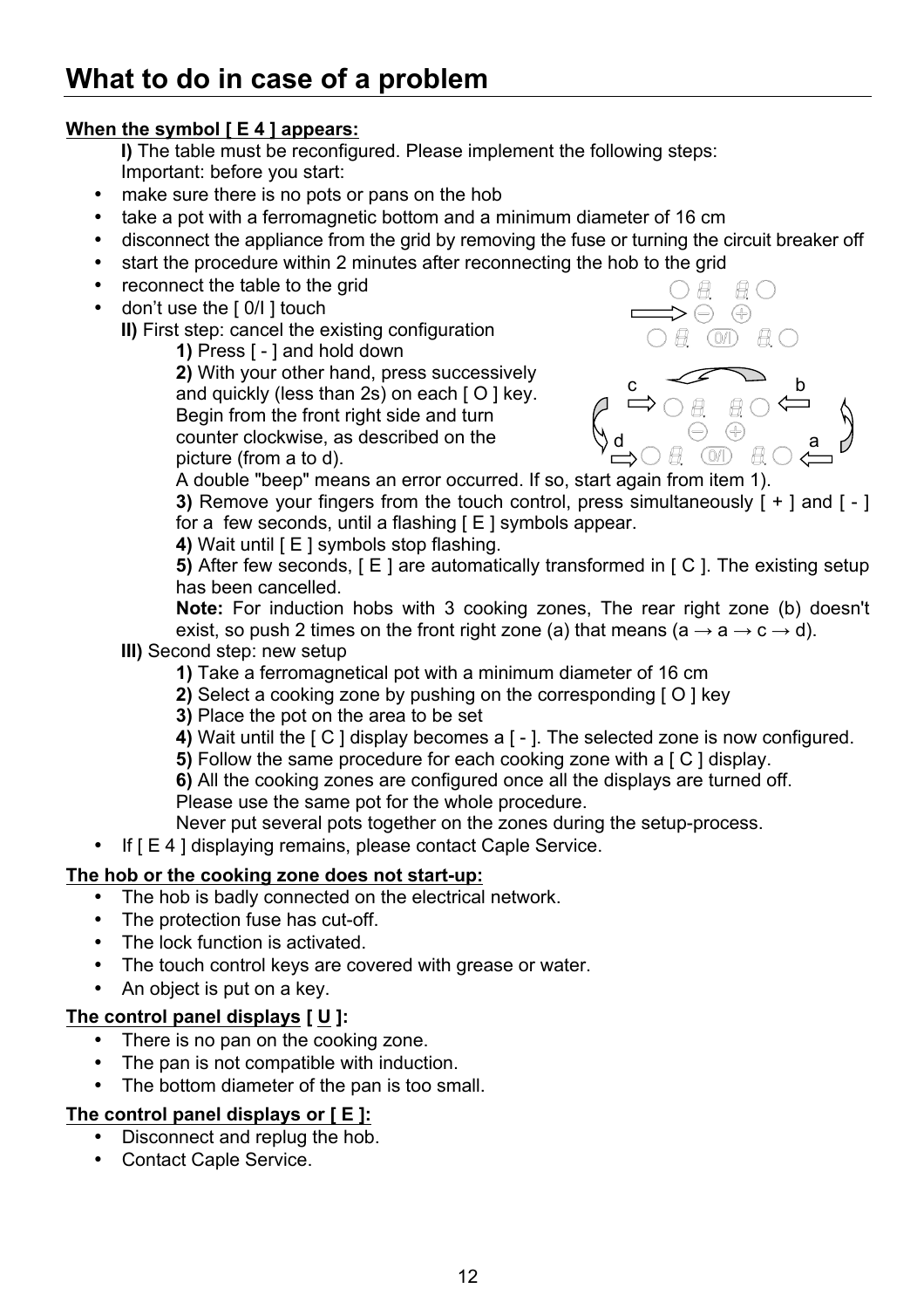# What to do in case of a problem

**When the symbol [ E 4 ] appears:**

**I)** The table must be reconfigured. Please implement the following steps:
Important: before you start:

- make sure there is no pots or pans on the hob
- take a pot with a ferromagnetic bottom and a minimum diameter of 16 cm
- disconnect the appliance from the grid by removing the fuse or turning the circuit breaker off
- start the procedure within 2 minutes after reconnecting the hob to the grid
- reconnect the table to the grid
- don't use the [ 0/I ] touch

**II)** First step: cancel the existing configuration

**1)** Press [ - ] and hold down

**2)** With your other hand, press successively and quickly (less than 2s) on each [ O ] key. Begin from the front right side and turn counter clockwise, as described on the picture (from a to d).

A double "beep" means an error occurred. If so, start again from item 1).

**3)** Remove your fingers from the touch control, press simultaneously [ + ] and [ - ] for a few seconds, until a flashing [ E ] symbols appear.

**4)** Wait until [ E ] symbols stop flashing.

**5)** After few seconds, [ E ] are automatically transformed in [ C ]. The existing setup has been cancelled.

**Note:** For induction hobs with 3 cooking zones, The rear right zone (b) doesn't exist, so push 2 times on the front right zone (a) that means (a → a → c → d).

**III)** Second step: new setup

**1)** Take a ferromagnetical pot with a minimum diameter of 16 cm

**2)** Select a cooking zone by pushing on the corresponding [ O ] key

**3)** Place the pot on the area to be set

**4)** Wait until the [ C ] display becomes a [ - ]. The selected zone is now configured.

**5)** Follow the same procedure for each cooking zone with a [ C ] display.

**6)** All the cooking zones are configured once all the displays are turned off.

Please use the same pot for the whole procedure.

Never put several pots together on the zones during the setup-process.

- If [ E 4 ] displaying remains, please contact Caple Service.

**The hob or the cooking zone does not start-up:**

- The hob is badly connected on the electrical network.
- The protection fuse has cut-off.
- The lock function is activated.
- The touch control keys are covered with grease or water.
- An object is put on a key.

**The control panel displays [ U ]:**

- There is no pan on the cooking zone.
- The pan is not compatible with induction.
- The bottom diameter of the pan is too small.

**The control panel displays or [ E ]:**

- Disconnect and replug the hob.
- Contact Caple Service.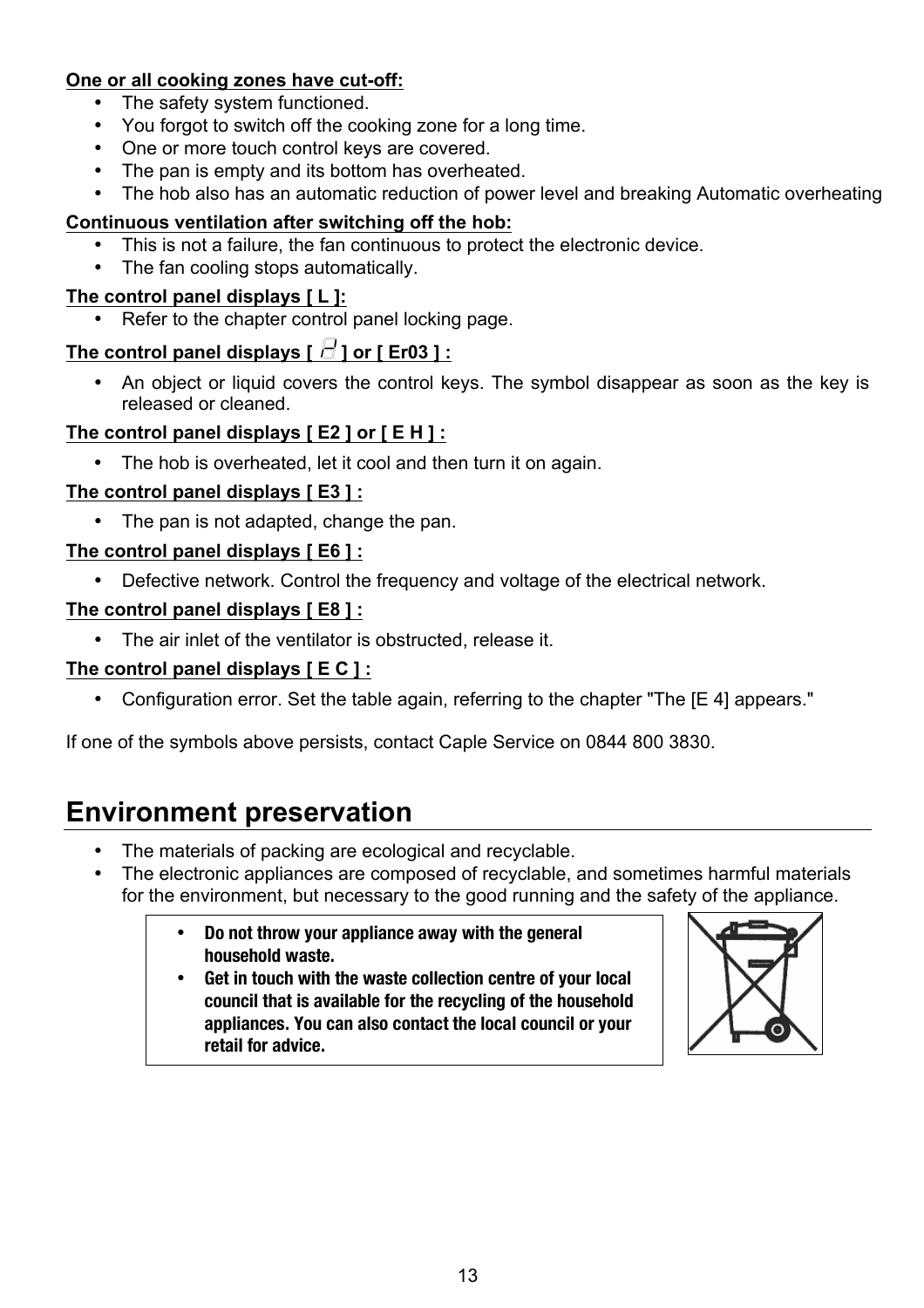**One or all cooking zones have cut-off:**

- The safety system functioned.
- You forgot to switch off the cooking zone for a long time.
- One or more touch control keys are covered.
- The pan is empty and its bottom has overheated.
- The hob also has an automatic reduction of power level and breaking Automatic overheating

**Continuous ventilation after switching off the hob:**

- This is not a failure, the fan continuous to protect the electronic device.
- The fan cooling stops automatically.

**The control panel displays [ L ]:**

- Refer to the chapter control panel locking page.

**The control panel displays [ ] or [ Er03 ] :**

- An object or liquid covers the control keys. The symbol disappear as soon as the key is released or cleaned.

**The control panel displays [ E2 ] or [ E H ] :**

- The hob is overheated, let it cool and then turn it on again.

**The control panel displays [ E3 ] :**

- The pan is not adapted, change the pan.

**The control panel displays [ E6 ] :**

- Defective network. Control the frequency and voltage of the electrical network.

**The control panel displays [ E8 ] :**

- The air inlet of the ventilator is obstructed, release it.

**The control panel displays [ E C ] :**

- Configuration error. Set the table again, referring to the chapter "The [E 4] appears."

If one of the symbols above persists, contact Caple Service on 0844 800 3830.

## Environment preservation

- The materials of packing are ecological and recyclable.
- The electronic appliances are composed of recyclable, and sometimes harmful materials for the environment, but necessary to the good running and the safety of the appliance.

> - **Do not throw your appliance away with the general household waste.**
> - **Get in touch with the waste collection centre of your local council that is available for the recycling of the household appliances. You can also contact the local council or your retail for advice.**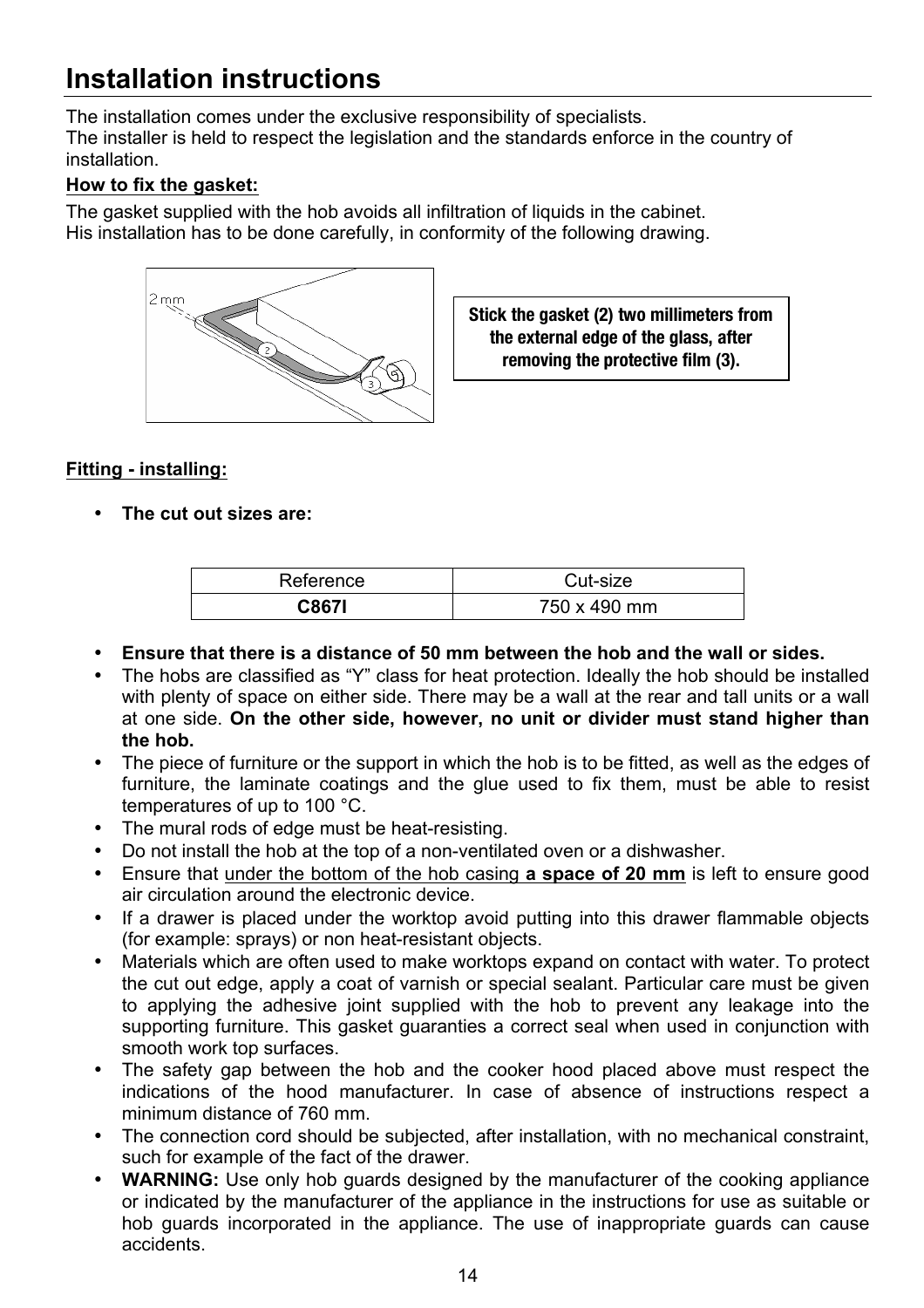# Installation instructions

The installation comes under the exclusive responsibility of specialists.
The installer is held to respect the legislation and the standards enforce in the country of installation.

**How to fix the gasket:**

The gasket supplied with the hob avoids all infiltration of liquids in the cabinet.
His installation has to be done carefully, in conformity of the following drawing.

**Stick the gasket (2) two millimeters from the external edge of the glass, after removing the protective film (3).**

**Fitting - installing:**

- **The cut out sizes are:**

| Reference | Cut-size |
| --- | --- |
| **C867I** | 750 x 490 mm |

- **Ensure that there is a distance of 50 mm between the hob and the wall or sides.**
- The hobs are classified as "Y" class for heat protection. Ideally the hob should be installed with plenty of space on either side. There may be a wall at the rear and tall units or a wall at one side. **On the other side, however, no unit or divider must stand higher than the hob.**
- The piece of furniture or the support in which the hob is to be fitted, as well as the edges of furniture, the laminate coatings and the glue used to fix them, must be able to resist temperatures of up to 100 °C.
- The mural rods of edge must be heat-resisting.
- Do not install the hob at the top of a non-ventilated oven or a dishwasher.
- Ensure that under the bottom of the hob casing **a space of 20 mm** is left to ensure good air circulation around the electronic device.
- If a drawer is placed under the worktop avoid putting into this drawer flammable objects (for example: sprays) or non heat-resistant objects.
- Materials which are often used to make worktops expand on contact with water. To protect the cut out edge, apply a coat of varnish or special sealant. Particular care must be given to applying the adhesive joint supplied with the hob to prevent any leakage into the supporting furniture. This gasket guaranties a correct seal when used in conjunction with smooth work top surfaces.
- The safety gap between the hob and the cooker hood placed above must respect the indications of the hood manufacturer. In case of absence of instructions respect a minimum distance of 760 mm.
- The connection cord should be subjected, after installation, with no mechanical constraint, such for example of the fact of the drawer.
- **WARNING:** Use only hob guards designed by the manufacturer of the cooking appliance or indicated by the manufacturer of the appliance in the instructions for use as suitable or hob guards incorporated in the appliance. The use of inappropriate guards can cause accidents.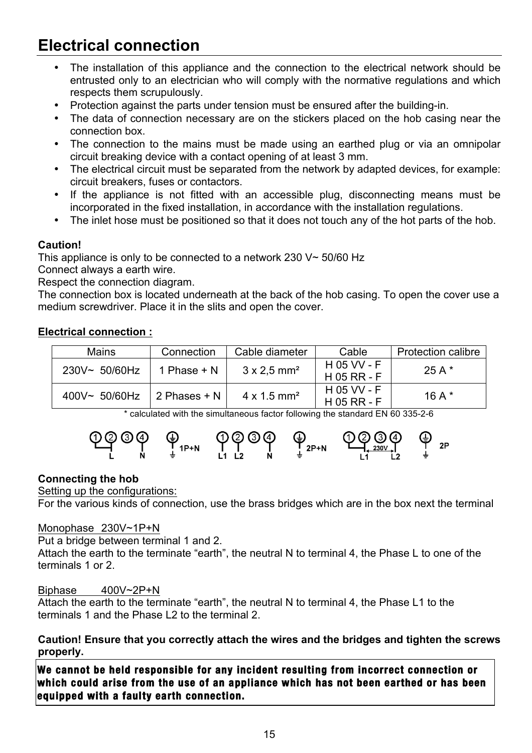# Electrical connection

- The installation of this appliance and the connection to the electrical network should be entrusted only to an electrician who will comply with the normative regulations and which respects them scrupulously.
- Protection against the parts under tension must be ensured after the building-in.
- The data of connection necessary are on the stickers placed on the hob casing near the connection box.
- The connection to the mains must be made using an earthed plug or via an omnipolar circuit breaking device with a contact opening of at least 3 mm.
- The electrical circuit must be separated from the network by adapted devices, for example: circuit breakers, fuses or contactors.
- If the appliance is not fitted with an accessible plug, disconnecting means must be incorporated in the fixed installation, in accordance with the installation regulations.
- The inlet hose must be positioned so that it does not touch any of the hot parts of the hob.

**Caution!**
This appliance is only to be connected to a network 230 V~ 50/60 Hz
Connect always a earth wire.
Respect the connection diagram.
The connection box is located underneath at the back of the hob casing. To open the cover use a medium screwdriver. Place it in the slits and open the cover.

**Electrical connection :**

| Mains | Connection | Cable diameter | Cable | Protection calibre |
|---|---|---|---|---|
| 230V~ 50/60Hz | 1 Phase + N | 3 x 2,5 mm² | H 05 VV - F<br>H 05 RR - F | 25 A * |
| 400V~ 50/60Hz | 2 Phases + N | 4 x 1.5 mm² | H 05 VV - F<br>H 05 RR - F | 16 A * |

\* calculated with the simultaneous factor following the standard EN 60 335-2-6

1 2 3 4 — L N — 1P+N &nbsp;&nbsp; 1 2 3 4 — L1 L2 N — 2P+N &nbsp;&nbsp; 1 2 3 4 — L1 230V L2 — 2P

**Connecting the hob**

Setting up the configurations:
For the various kinds of connection, use the brass bridges which are in the box next the terminal

Monophase 230V~1P+N
Put a bridge between terminal 1 and 2.
Attach the earth to the terminate "earth", the neutral N to terminal 4, the Phase L to one of the terminals 1 or 2.

Biphase 400V~2P+N
Attach the earth to the terminate "earth", the neutral N to terminal 4, the Phase L1 to the terminals 1 and the Phase L2 to the terminal 2.

**Caution! Ensure that you correctly attach the wires and the bridges and tighten the screws properly.**

**We cannot be held responsible for any incident resulting from incorrect connection or which could arise from the use of an appliance which has not been earthed or has been equipped with a faulty earth connection.**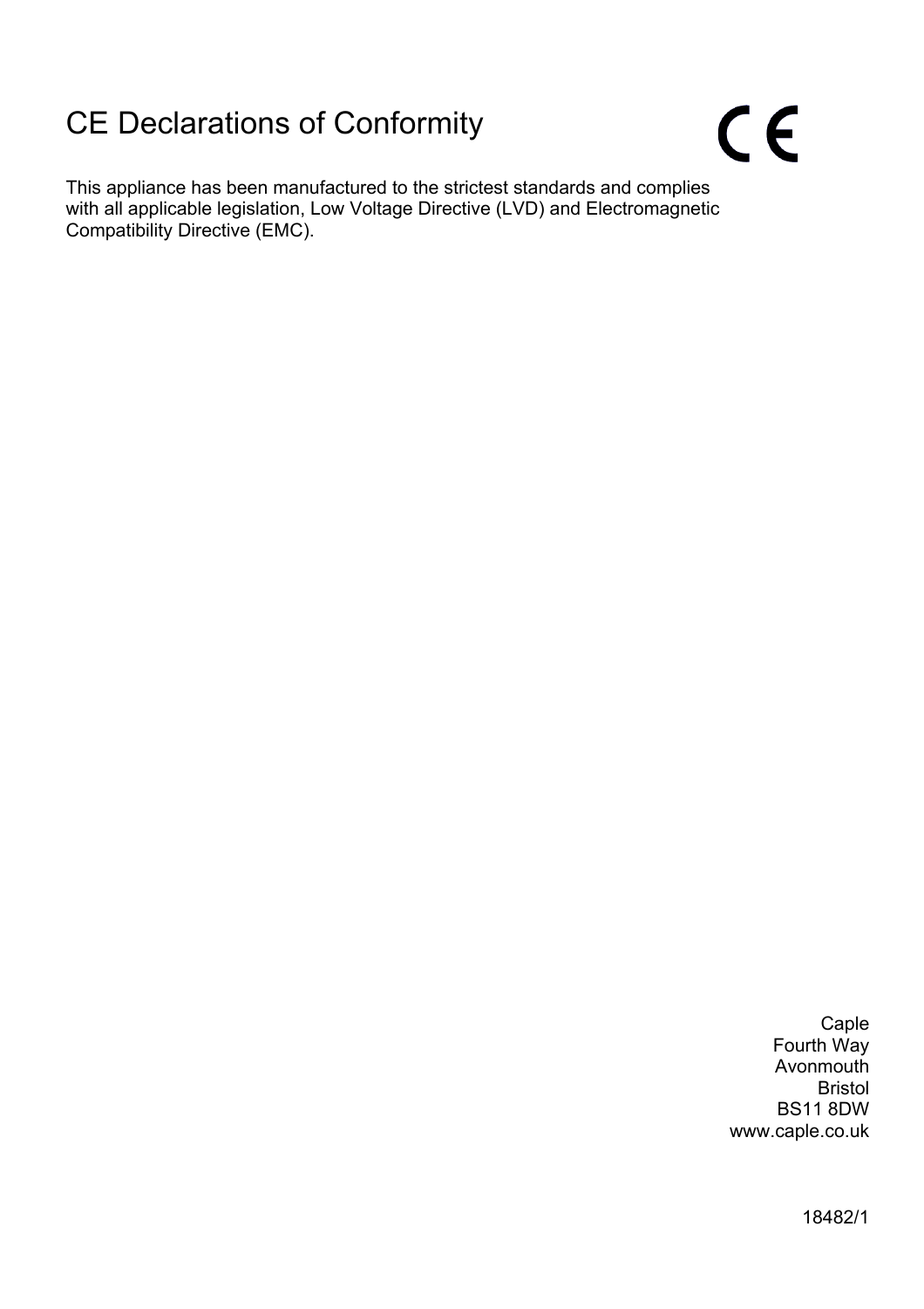# CE Declarations of Conformity

CE

This appliance has been manufactured to the strictest standards and complies with all applicable legislation, Low Voltage Directive (LVD) and Electromagnetic Compatibility Directive (EMC).

Caple
Fourth Way
Avonmouth
Bristol
BS11 8DW
www.caple.co.uk

18482/1